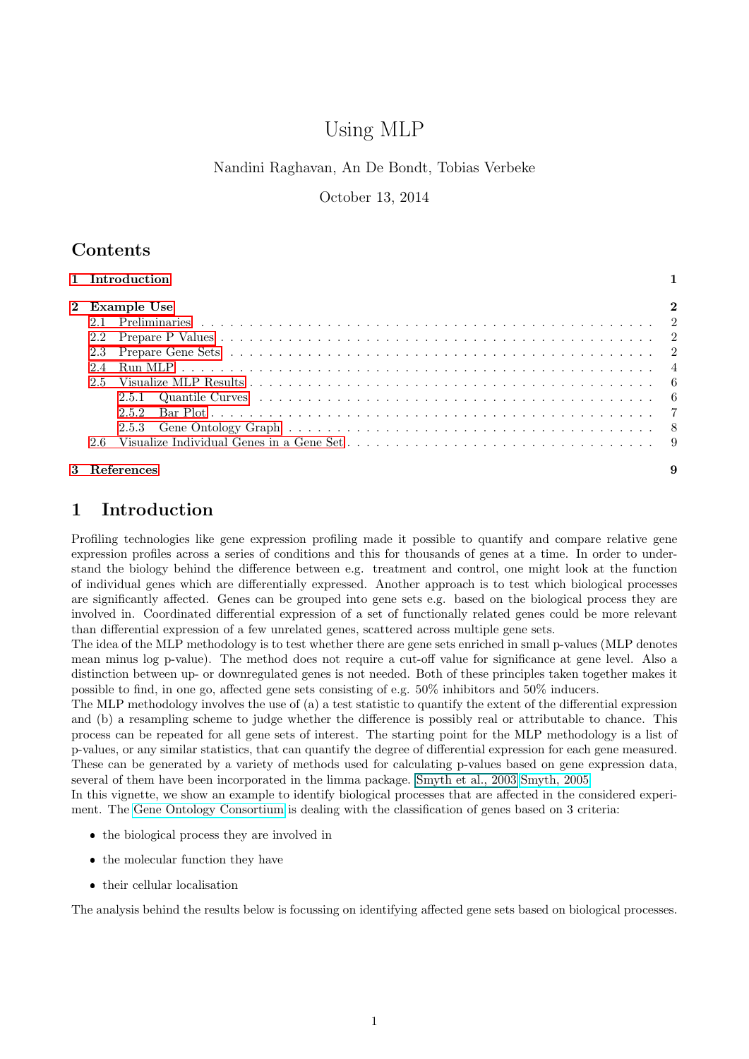# Using MLP

Nandini Raghavan, An De Bondt, Tobias Verbeke

October 13, 2014

## Contents

- 1 Introduction — 1
- 2 Example Use — 2
  - 2.1 Preliminaries — 2
  - 2.2 Prepare P Values — 2
  - 2.3 Prepare Gene Sets — 2
  - 2.4 Run MLP — 4
  - 2.5 Visualize MLP Results — 6
    - 2.5.1 Quantile Curves — 6
    - 2.5.2 Bar Plot — 7
    - 2.5.3 Gene Ontology Graph — 8
  - 2.6 Visualize Individual Genes in a Gene Set — 9
- 3 References — 9

# 1 Introduction

Profiling technologies like gene expression profiling made it possible to quantify and compare relative gene expression profiles across a series of conditions and this for thousands of genes at a time. In order to understand the biology behind the difference between e.g. treatment and control, one might look at the function of individual genes which are differentially expressed. Another approach is to test which biological processes are significantly affected. Genes can be grouped into gene sets e.g. based on the biological process they are involved in. Coordinated differential expression of a set of functionally related genes could be more relevant than differential expression of a few unrelated genes, scattered across multiple gene sets.

The idea of the MLP methodology is to test whether there are gene sets enriched in small p-values (MLP denotes mean minus log p-value). The method does not require a cut-off value for significance at gene level. Also a distinction between up- or downregulated genes is not needed. Both of these principles taken together makes it possible to find, in one go, affected gene sets consisting of e.g. 50% inhibitors and 50% inducers.

The MLP methodology involves the use of (a) a test statistic to quantify the extent of the differential expression and (b) a resampling scheme to judge whether the difference is possibly real or attributable to chance. This process can be repeated for all gene sets of interest. The starting point for the MLP methodology is a list of p-values, or any similar statistics, that can quantify the degree of differential expression for each gene measured. These can be generated by a variety of methods used for calculating p-values based on gene expression data, several of them have been incorporated in the limma package. Smyth et al., 2003 Smyth, 2005

In this vignette, we show an example to identify biological processes that are affected in the considered experiment. The Gene Ontology Consortium is dealing with the classification of genes based on 3 criteria:

- the biological process they are involved in
- the molecular function they have
- their cellular localisation

The analysis behind the results below is focussing on identifying affected gene sets based on biological processes.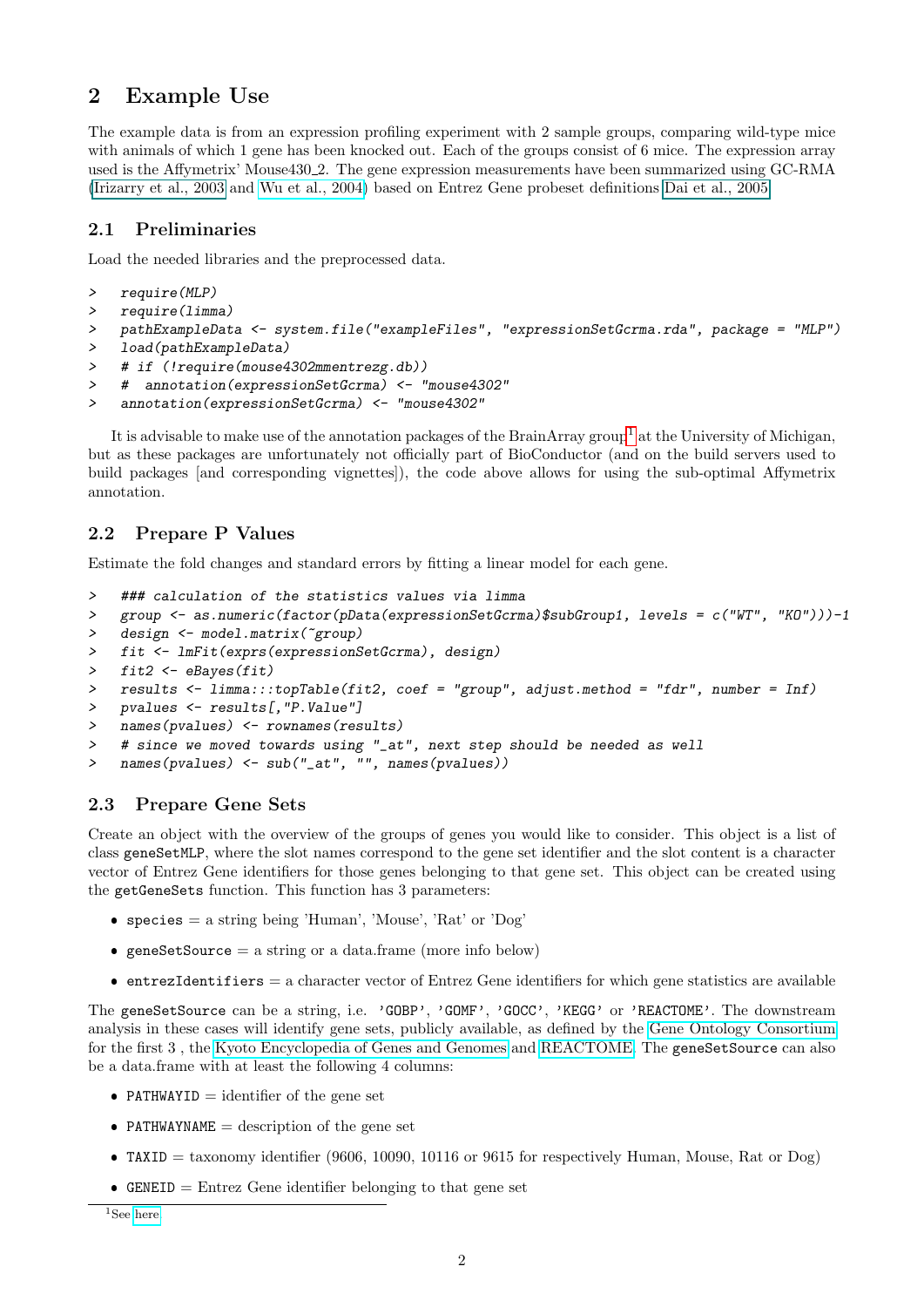## 2 Example Use

The example data is from an expression profiling experiment with 2 sample groups, comparing wild-type mice with animals of which 1 gene has been knocked out. Each of the groups consist of 6 mice. The expression array used is the Affymetrix' Mouse430_2. The gene expression measurements have been summarized using GC-RMA (Irizarry et al., 2003 and Wu et al., 2004) based on Entrez Gene probeset definitions Dai et al., 2005.

### 2.1 Preliminaries

Load the needed libraries and the preprocessed data.

```
> require(MLP)
> require(limma)
> pathExampleData <- system.file("exampleFiles", "expressionSetGcrma.rda", package = "MLP")
> load(pathExampleData)
> # if (!require(mouse4302mmentrezg.db))
> #  annotation(expressionSetGcrma) <- "mouse4302"
> annotation(expressionSetGcrma) <- "mouse4302"
```

It is advisable to make use of the annotation packages of the BrainArray group[1] at the University of Michigan, but as these packages are unfortunately not officially part of BioConductor (and on the build servers used to build packages [and corresponding vignettes]), the code above allows for using the sub-optimal Affymetrix annotation.

### 2.2 Prepare P Values

Estimate the fold changes and standard errors by fitting a linear model for each gene.

```
> ### calculation of the statistics values via limma
> group <- as.numeric(factor(pData(expressionSetGcrma)$subGroup1, levels = c("WT", "KO")))-1
> design <- model.matrix(~group)
> fit <- lmFit(exprs(expressionSetGcrma), design)
> fit2 <- eBayes(fit)
> results <- limma:::topTable(fit2, coef = "group", adjust.method = "fdr", number = Inf)
> pvalues <- results[,"P.Value"]
> names(pvalues) <- rownames(results)
> # since we moved towards using "_at", next step should be needed as well
> names(pvalues) <- sub("_at", "", names(pvalues))
```

### 2.3 Prepare Gene Sets

Create an object with the overview of the groups of genes you would like to consider. This object is a list of class `geneSetMLP`, where the slot names correspond to the gene set identifier and the slot content is a character vector of Entrez Gene identifiers for those genes belonging to that gene set. This object can be created using the `getGeneSets` function. This function has 3 parameters:

- `species` = a string being 'Human', 'Mouse', 'Rat' or 'Dog'
- `geneSetSource` = a string or a data.frame (more info below)
- `entrezIdentifiers` = a character vector of Entrez Gene identifiers for which gene statistics are available

The `geneSetSource` can be a string, i.e. `'GOBP'`, `'GOMF'`, `'GOCC'`, `'KEGG'` or `'REACTOME'`. The downstream analysis in these cases will identify gene sets, publicly available, as defined by the Gene Ontology Consortium for the first 3 , the Kyoto Encyclopedia of Genes and Genomes and REACTOME. The `geneSetSource` can also be a data.frame with at least the following 4 columns:

- `PATHWAYID` = identifier of the gene set
- `PATHWAYNAME` = description of the gene set
- `TAXID` = taxonomy identifier (9606, 10090, 10116 or 9615 for respectively Human, Mouse, Rat or Dog)
- `GENEID` = Entrez Gene identifier belonging to that gene set

[1] See here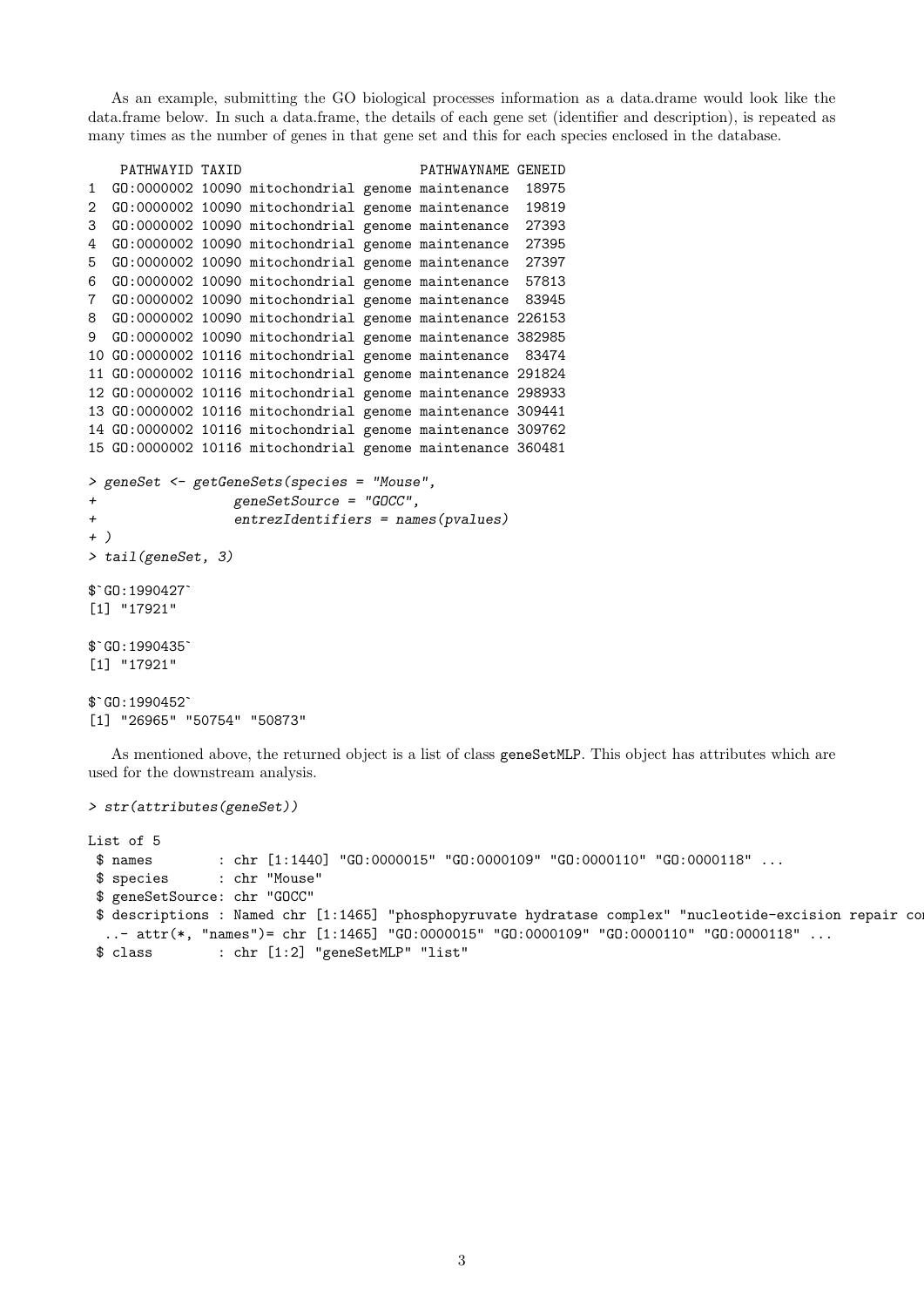As an example, submitting the GO biological processes information as a data.drame would look like the data.frame below. In such a data.frame, the details of each gene set (identifier and description), is repeated as many times as the number of genes in that gene set and this for each species enclosed in the database.

```
    PATHWAYID TAXID                  PATHWAYNAME GENEID
1  GO:0000002 10090 mitochondrial genome maintenance  18975
2  GO:0000002 10090 mitochondrial genome maintenance  19819
3  GO:0000002 10090 mitochondrial genome maintenance  27393
4  GO:0000002 10090 mitochondrial genome maintenance  27395
5  GO:0000002 10090 mitochondrial genome maintenance  27397
6  GO:0000002 10090 mitochondrial genome maintenance  57813
7  GO:0000002 10090 mitochondrial genome maintenance  83945
8  GO:0000002 10090 mitochondrial genome maintenance 226153
9  GO:0000002 10090 mitochondrial genome maintenance 382985
10 GO:0000002 10116 mitochondrial genome maintenance  83474
11 GO:0000002 10116 mitochondrial genome maintenance 291824
12 GO:0000002 10116 mitochondrial genome maintenance 298933
13 GO:0000002 10116 mitochondrial genome maintenance 309441
14 GO:0000002 10116 mitochondrial genome maintenance 309762
15 GO:0000002 10116 mitochondrial genome maintenance 360481
```

```
> geneSet <- getGeneSets(species = "Mouse",
+                 geneSetSource = "GOCC",
+                 entrezIdentifiers = names(pvalues)
+ )
> tail(geneSet, 3)

$`GO:1990427`
[1] "17921"

$`GO:1990435`
[1] "17921"

$`GO:1990452`
[1] "26965" "50754" "50873"
```

As mentioned above, the returned object is a list of class geneSetMLP. This object has attributes which are used for the downstream analysis.

```
> str(attributes(geneSet))

List of 5
 $ names        : chr [1:1440] "GO:0000015" "GO:0000109" "GO:0000110" "GO:0000118" ...
 $ species      : chr "Mouse"
 $ geneSetSource: chr "GOCC"
 $ descriptions : Named chr [1:1465] "phosphopyruvate hydratase complex" "nucleotide-excision repair co
  ..- attr(*, "names")= chr [1:1465] "GO:0000015" "GO:0000109" "GO:0000110" "GO:0000118" ...
 $ class        : chr [1:2] "geneSetMLP" "list"
```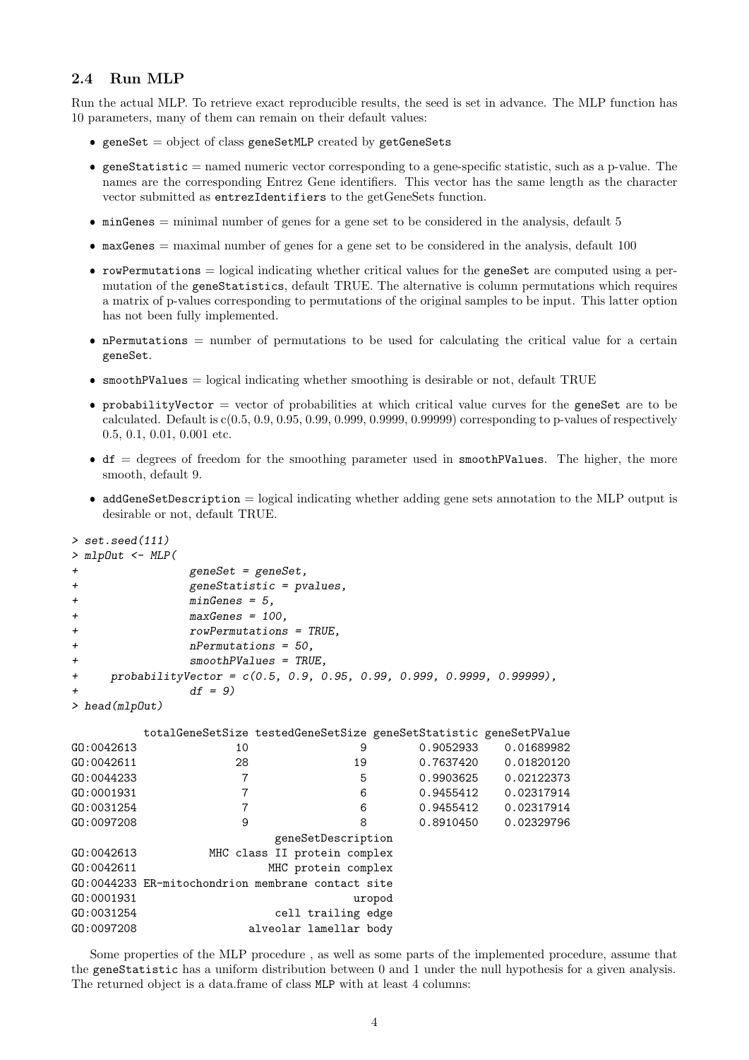### 2.4 Run MLP

Run the actual MLP. To retrieve exact reproducible results, the seed is set in advance. The MLP function has 10 parameters, many of them can remain on their default values:

- `geneSet` = object of class `geneSetMLP` created by `getGeneSets`
- `geneStatistic` = named numeric vector corresponding to a gene-specific statistic, such as a p-value. The names are the corresponding Entrez Gene identifiers. This vector has the same length as the character vector submitted as `entrezIdentifiers` to the getGeneSets function.
- `minGenes` = minimal number of genes for a gene set to be considered in the analysis, default 5
- `maxGenes` = maximal number of genes for a gene set to be considered in the analysis, default 100
- `rowPermutations` = logical indicating whether critical values for the `geneSet` are computed using a permutation of the `geneStatistics`, default TRUE. The alternative is column permutations which requires a matrix of p-values corresponding to permutations of the original samples to be input. This latter option has not been fully implemented.
- `nPermutations` = number of permutations to be used for calculating the critical value for a certain `geneSet`.
- `smoothPValues` = logical indicating whether smoothing is desirable or not, default TRUE
- `probabilityVector` = vector of probabilities at which critical value curves for the `geneSet` are to be calculated. Default is c(0.5, 0.9, 0.95, 0.99, 0.999, 0.9999, 0.99999) corresponding to p-values of respectively 0.5, 0.1, 0.01, 0.001 etc.
- `df` = degrees of freedom for the smoothing parameter used in `smoothPValues`. The higher, the more smooth, default 9.
- `addGeneSetDescription` = logical indicating whether adding gene sets annotation to the MLP output is desirable or not, default TRUE.

```
> set.seed(111)
> mlpOut <- MLP(
+               geneSet = geneSet,
+               geneStatistic = pvalues,
+               minGenes = 5,
+               maxGenes = 100,
+               rowPermutations = TRUE,
+               nPermutations = 50,
+               smoothPValues = TRUE,
+     probabilityVector = c(0.5, 0.9, 0.95, 0.99, 0.999, 0.9999, 0.99999),
+               df = 9)
> head(mlpOut)

           totalGeneSetSize testedGeneSetSize geneSetStatistic geneSetPValue
GO:0042613               10                 9        0.9052933    0.01689982
GO:0042611               28                19        0.7637420    0.01820120
GO:0044233                7                 5        0.9903625    0.02122373
GO:0001931                7                 6        0.9455412    0.02317914
GO:0031254                7                 6        0.9455412    0.02317914
GO:0097208                9                 8        0.8910450    0.02329796
                                 geneSetDescription
GO:0042613           MHC class II protein complex
GO:0042611                    MHC protein complex
GO:0044233 ER-mitochondrion membrane contact site
GO:0001931                                 uropod
GO:0031254                     cell trailing edge
GO:0097208                 alveolar lamellar body
```

Some properties of the MLP procedure , as well as some parts of the implemented procedure, assume that the `geneStatistic` has a uniform distribution between 0 and 1 under the null hypothesis for a given analysis. The returned object is a data.frame of class `MLP` with at least 4 columns: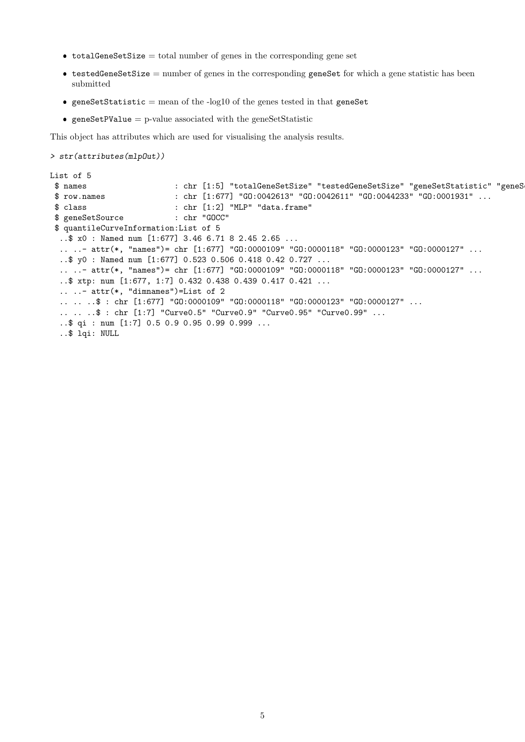- `totalGeneSetSize` = total number of genes in the corresponding gene set
- `testedGeneSetSize` = number of genes in the corresponding `geneSet` for which a gene statistic has been submitted
- `geneSetStatistic` = mean of the -log10 of the genes tested in that `geneSet`
- `geneSetPValue` = p-value associated with the geneSetStatistic

This object has attributes which are used for visualising the analysis results.

```
> str(attributes(mlpOut))

List of 5
 $ names                   : chr [1:5] "totalGeneSetSize" "testedGeneSetSize" "geneSetStatistic" "geneS
 $ row.names               : chr [1:677] "GO:0042613" "GO:0042611" "GO:0044233" "GO:0001931" ...
 $ class                   : chr [1:2] "MLP" "data.frame"
 $ geneSetSource           : chr "GOCC"
 $ quantileCurveInformation:List of 5
  ..$ x0 : Named num [1:677] 3.46 6.71 8 2.45 2.65 ...
  .. ..- attr(*, "names")= chr [1:677] "GO:0000109" "GO:0000118" "GO:0000123" "GO:0000127" ...
  ..$ y0 : Named num [1:677] 0.523 0.506 0.418 0.42 0.727 ...
  .. ..- attr(*, "names")= chr [1:677] "GO:0000109" "GO:0000118" "GO:0000123" "GO:0000127" ...
  ..$ xtp: num [1:677, 1:7] 0.432 0.438 0.439 0.417 0.421 ...
  .. ..- attr(*, "dimnames")=List of 2
  .. .. ..$ : chr [1:677] "GO:0000109" "GO:0000118" "GO:0000123" "GO:0000127" ...
  .. .. ..$ : chr [1:7] "Curve0.5" "Curve0.9" "Curve0.95" "Curve0.99" ...
  ..$ qi : num [1:7] 0.5 0.9 0.95 0.99 0.999 ...
  ..$ lqi: NULL
```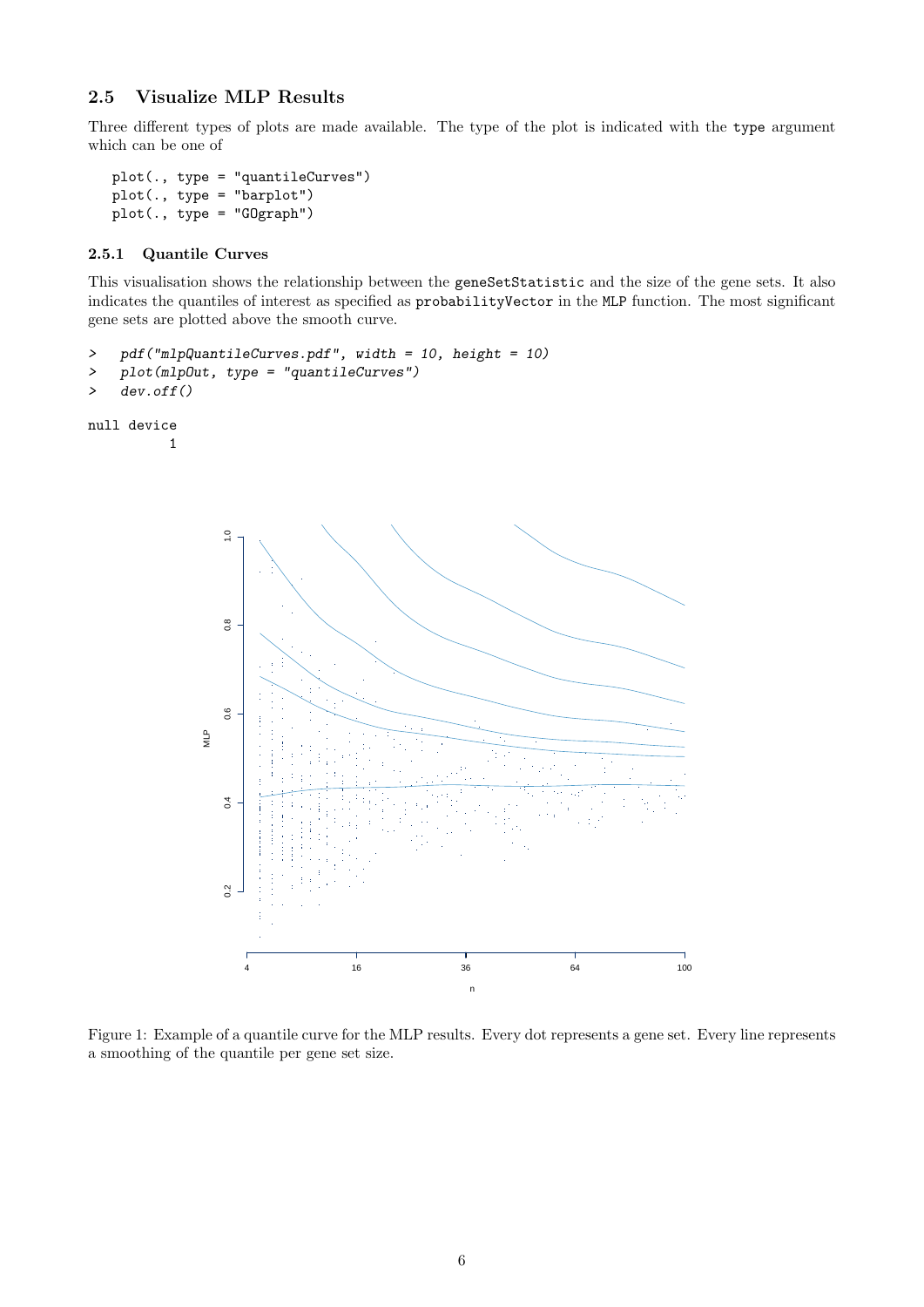### 2.5 Visualize MLP Results

Three different types of plots are made available. The type of the plot is indicated with the `type` argument which can be one of

```
plot(., type = "quantileCurves")
plot(., type = "barplot")
plot(., type = "GOgraph")
```

#### 2.5.1 Quantile Curves

This visualisation shows the relationship between the `geneSetStatistic` and the size of the gene sets. It also indicates the quantiles of interest as specified as `probabilityVector` in the `MLP` function. The most significant gene sets are plotted above the smooth curve.

```
>   pdf("mlpQuantileCurves.pdf", width = 10, height = 10)
>   plot(mlpOut, type = "quantileCurves")
>   dev.off()
```

```
null device
          1
```

Figure 1: Example of a quantile curve for the MLP results. Every dot represents a gene set. Every line represents a smoothing of the quantile per gene set size.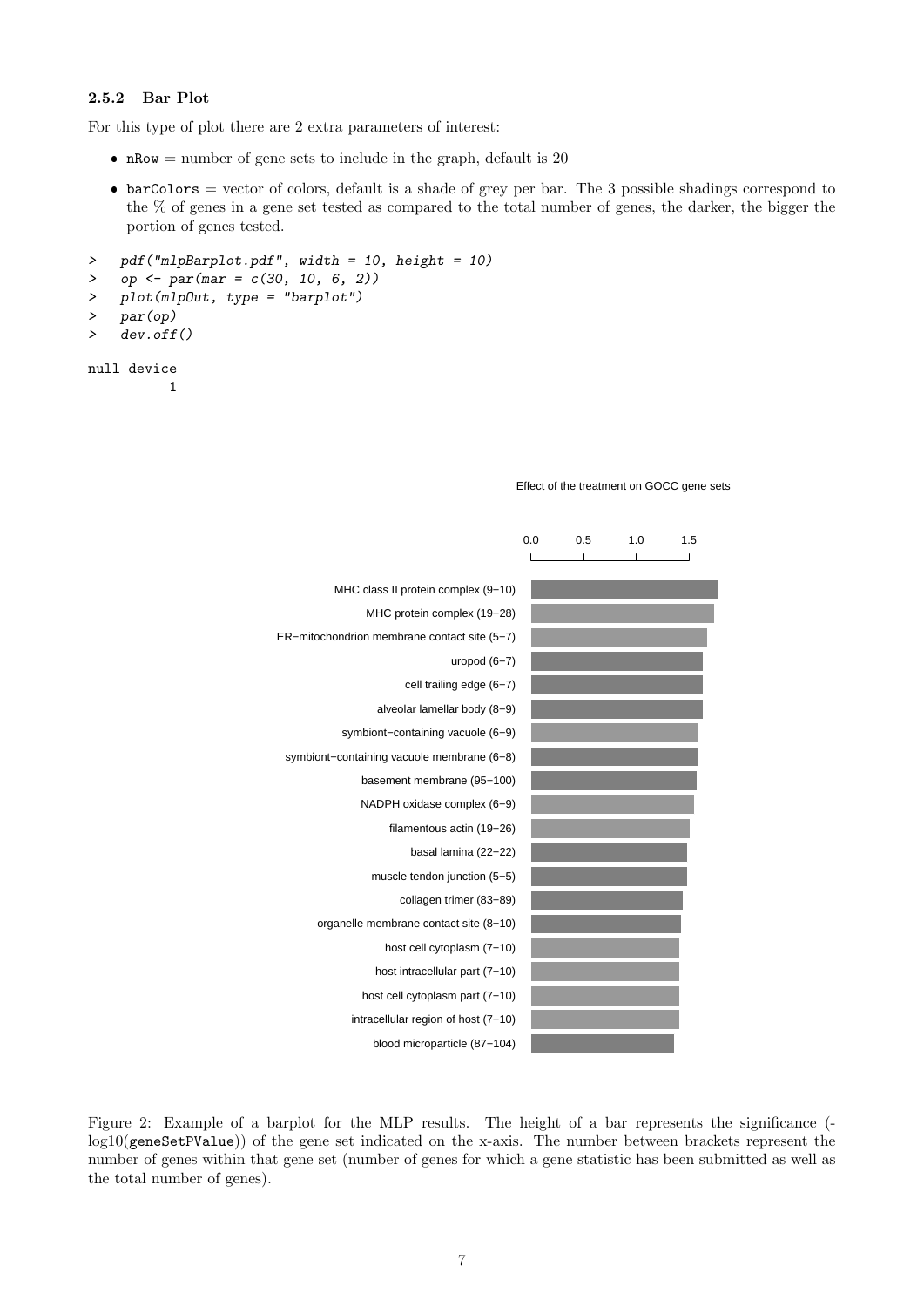### 2.5.2 Bar Plot

For this type of plot there are 2 extra parameters of interest:

- nRow = number of gene sets to include in the graph, default is 20
- barColors = vector of colors, default is a shade of grey per bar. The 3 possible shadings correspond to the % of genes in a gene set tested as compared to the total number of genes, the darker, the bigger the portion of genes tested.

```
>   pdf("mlpBarplot.pdf", width = 10, height = 10)
>   op <- par(mar = c(30, 10, 6, 2))
>   plot(mlpOut, type = "barplot")
>   par(op)
>   dev.off()

null device
          1
```

Effect of the treatment on GOCC gene sets

0.0 0.5 1.0 1.5

MHC class II protein complex (9−10)
MHC protein complex (19−28)
ER−mitochondrion membrane contact site (5−7)
uropod (6−7)
cell trailing edge (6−7)
alveolar lamellar body (8−9)
symbiont−containing vacuole (6−9)
symbiont−containing vacuole membrane (6−8)
basement membrane (95−100)
NADPH oxidase complex (6−9)
filamentous actin (19−26)
basal lamina (22−22)
muscle tendon junction (5−5)
collagen trimer (83−89)
organelle membrane contact site (8−10)
host cell cytoplasm (7−10)
host intracellular part (7−10)
host cell cytoplasm part (7−10)
intracellular region of host (7−10)
blood microparticle (87−104)

Figure 2: Example of a barplot for the MLP results. The height of a bar represents the significance (-log10(geneSetPValue)) of the gene set indicated on the x-axis. The number between brackets represent the number of genes within that gene set (number of genes for which a gene statistic has been submitted as well as the total number of genes).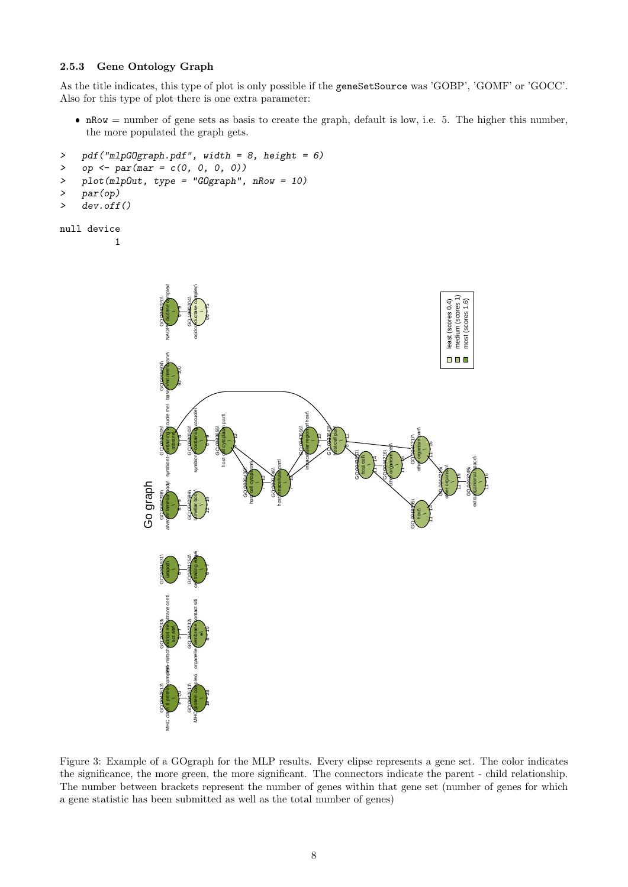### 2.5.3 Gene Ontology Graph

As the title indicates, this type of plot is only possible if the `geneSetSource` was 'GOBP', 'GOMF' or 'GOCC'. Also for this type of plot there is one extra parameter:

- `nRow` = number of gene sets as basis to create the graph, default is low, i.e. 5. The higher this number, the more populated the graph gets.

```
>   pdf("mlpGOgraph.pdf", width = 8, height = 6)
>   op <- par(mar = c(0, 0, 0, 0))
>   plot(mlpOut, type = "GOgraph", nRow = 10)
>   par(op)
>   dev.off()
```

```
null device
          1
```

Figure 3: Example of a GOgraph for the MLP results. Every elipse represents a gene set. The color indicates the significance, the more green, the more significant. The connectors indicate the parent - child relationship. The number between brackets represent the number of genes within that gene set (number of genes for which a gene statistic has been submitted as well as the total number of genes)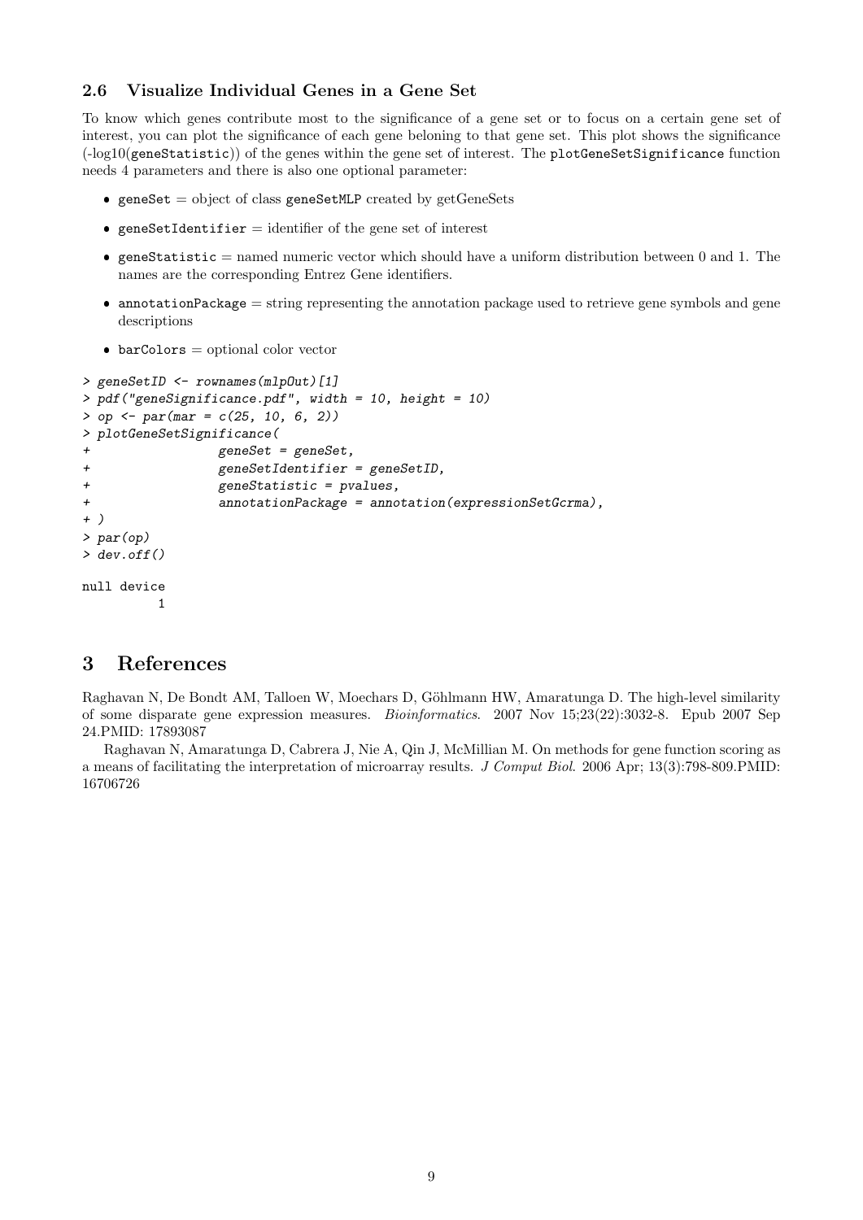### 2.6 Visualize Individual Genes in a Gene Set

To know which genes contribute most to the significance of a gene set or to focus on a certain gene set of interest, you can plot the significance of each gene beloning to that gene set. This plot shows the significance (-log10(`geneStatistic`)) of the genes within the gene set of interest. The `plotGeneSetSignificance` function needs 4 parameters and there is also one optional parameter:

- `geneSet` = object of class `geneSetMLP` created by getGeneSets
- `geneSetIdentifier` = identifier of the gene set of interest
- `geneStatistic` = named numeric vector which should have a uniform distribution between 0 and 1. The names are the corresponding Entrez Gene identifiers.
- `annotationPackage` = string representing the annotation package used to retrieve gene symbols and gene descriptions
- `barColors` = optional color vector

```
> geneSetID <- rownames(mlpOut)[1]
> pdf("geneSignificance.pdf", width = 10, height = 10)
> op <- par(mar = c(25, 10, 6, 2))
> plotGeneSetSignificance(
+               geneSet = geneSet,
+               geneSetIdentifier = geneSetID,
+               geneStatistic = pvalues,
+               annotationPackage = annotation(expressionSetGcrma),
+ )
> par(op)
> dev.off()

null device
          1
```

# 3 References

Raghavan N, De Bondt AM, Talloen W, Moechars D, Göhlmann HW, Amaratunga D. The high-level similarity of some disparate gene expression measures. *Bioinformatics*. 2007 Nov 15;23(22):3032-8. Epub 2007 Sep 24.PMID: 17893087

Raghavan N, Amaratunga D, Cabrera J, Nie A, Qin J, McMillian M. On methods for gene function scoring as a means of facilitating the interpretation of microarray results. *J Comput Biol*. 2006 Apr; 13(3):798-809.PMID: 16706726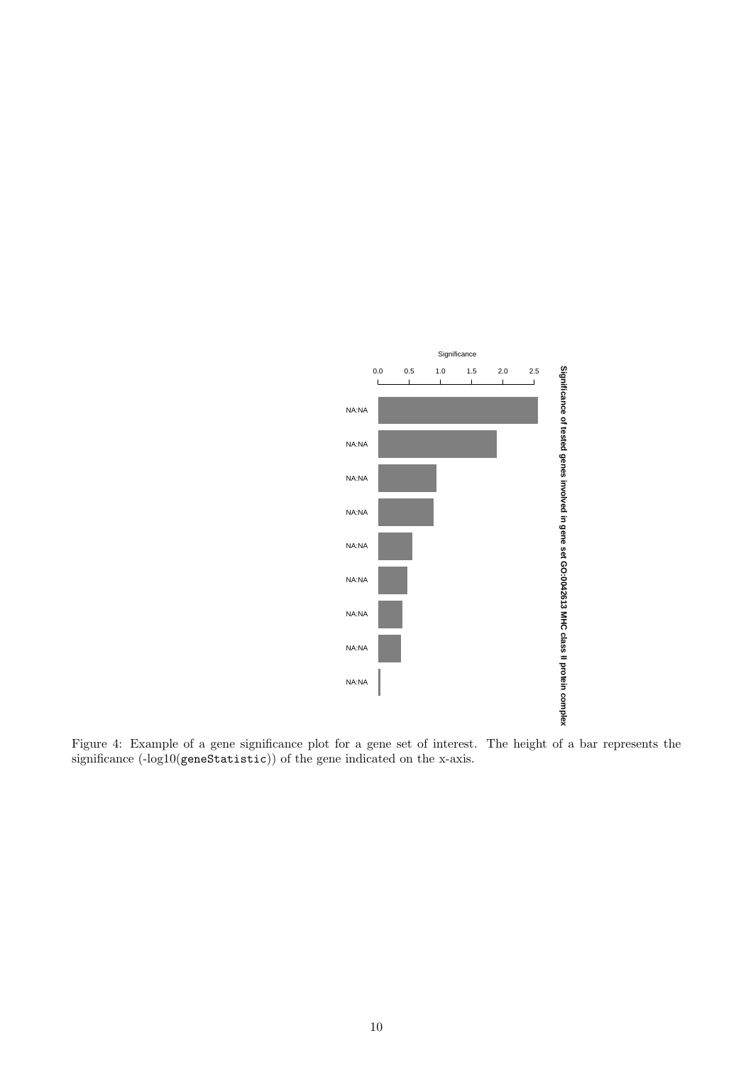Significance

0.0 0.5 1.0 1.5 2.0 2.5

NA:NA

NA:NA

NA:NA

NA:NA

NA:NA

NA:NA

NA:NA

NA:NA

NA:NA

**Significance of tested genes involved in gene set GO:0042613 MHC class II protein complex**

Figure 4: Example of a gene significance plot for a gene set of interest. The height of a bar represents the significance (-log10(`geneStatistic`)) of the gene indicated on the x-axis.